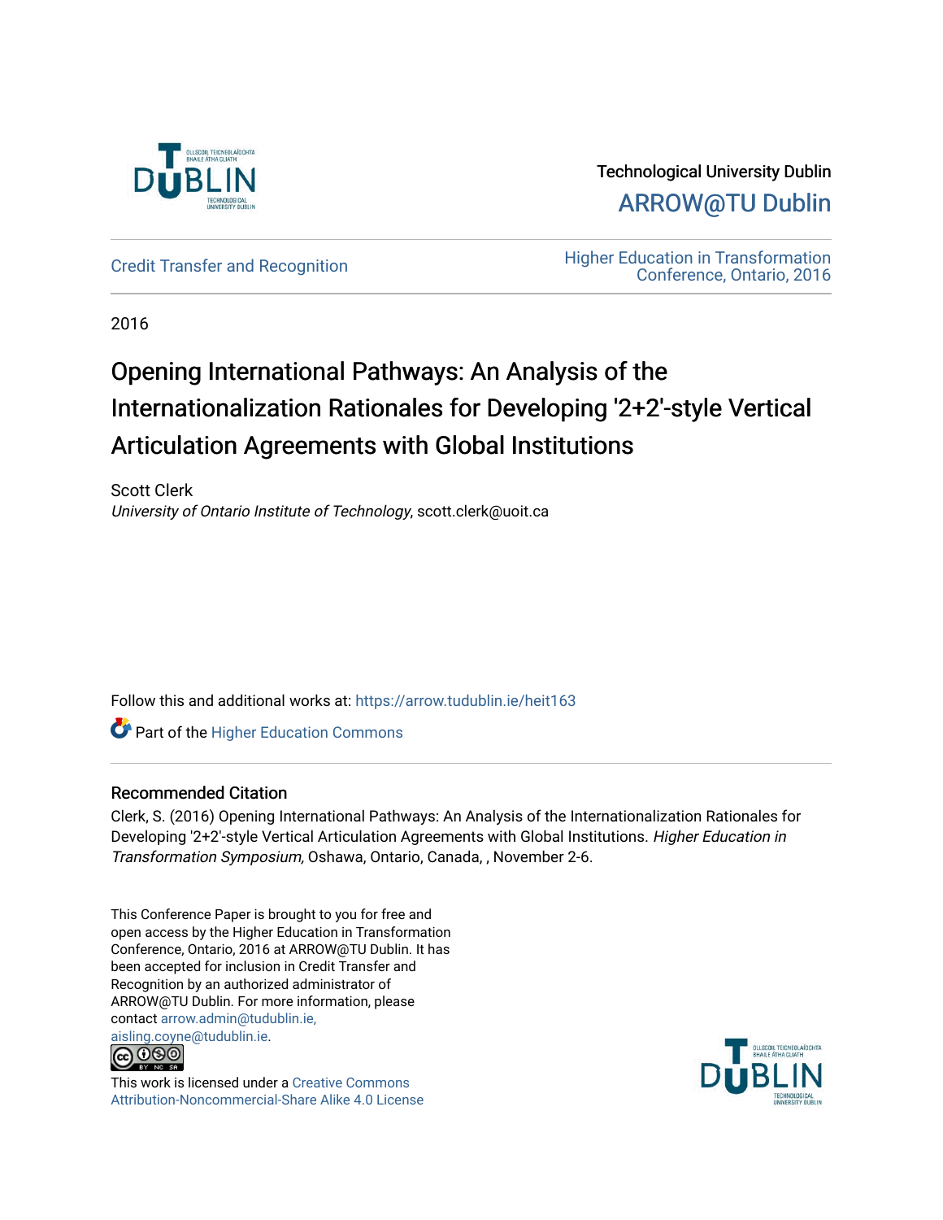Technological University Dublin

ARROW@TU Dublin

Credit Transfer and Recognition

Higher Education in Transformation Conference, Ontario, 2016

2016

# Opening International Pathways: An Analysis of the Internationalization Rationales for Developing '2+2'-style Vertical Articulation Agreements with Global Institutions

Scott Clerk

*University of Ontario Institute of Technology*, scott.clerk@uoit.ca

Follow this and additional works at: https://arrow.tudublin.ie/heit163

Part of the Higher Education Commons

## Recommended Citation

Clerk, S. (2016) Opening International Pathways: An Analysis of the Internationalization Rationales for Developing '2+2'-style Vertical Articulation Agreements with Global Institutions. *Higher Education in Transformation Symposium,* Oshawa, Ontario, Canada, , November 2-6.

This Conference Paper is brought to you for free and open access by the Higher Education in Transformation Conference, Ontario, 2016 at ARROW@TU Dublin. It has been accepted for inclusion in Credit Transfer and Recognition by an authorized administrator of ARROW@TU Dublin. For more information, please contact arrow.admin@tudublin.ie, aisling.coyne@tudublin.ie.

This work is licensed under a Creative Commons Attribution-Noncommercial-Share Alike 4.0 License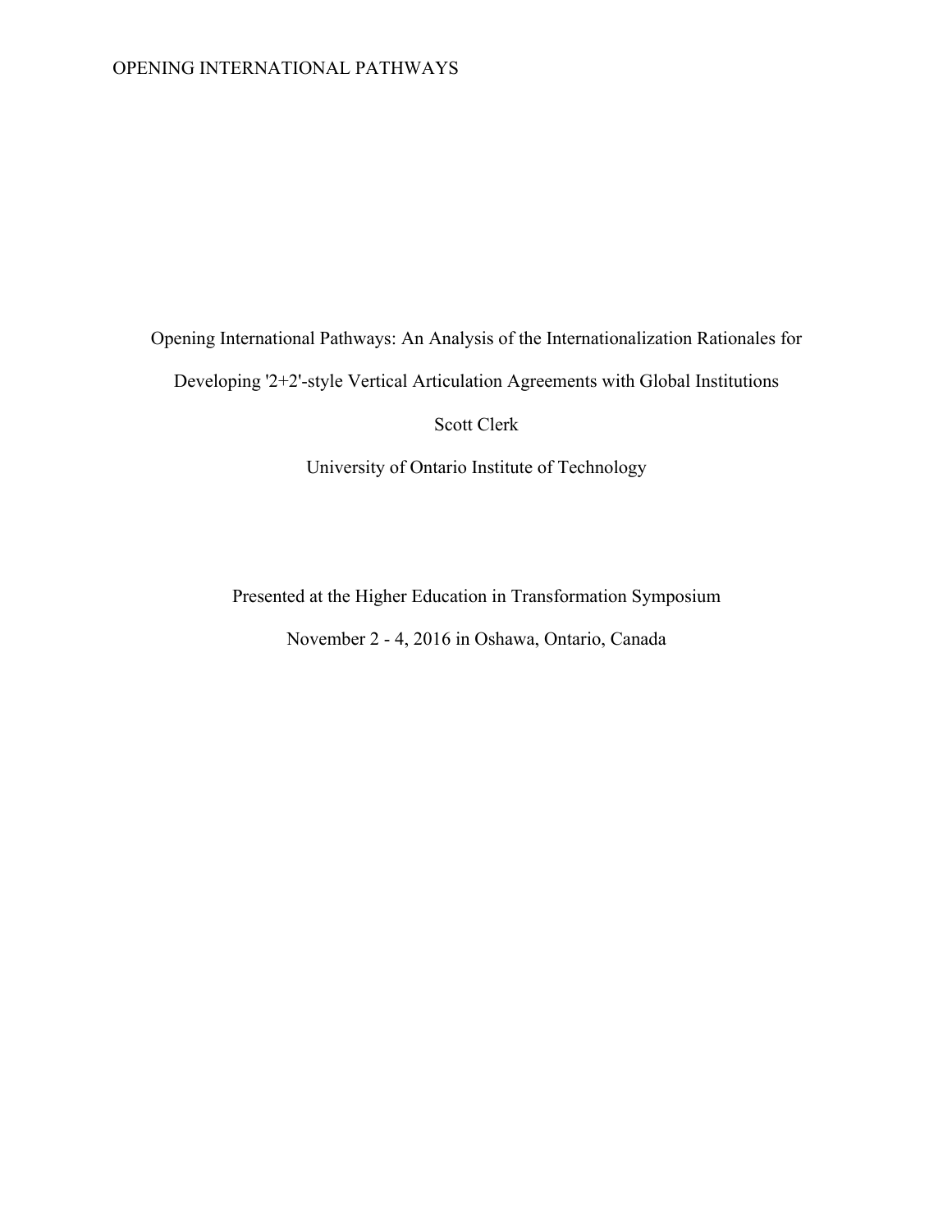# Opening International Pathways: An Analysis of the Internationalization Rationales for Developing '2+2'-style Vertical Articulation Agreements with Global Institutions

Scott Clerk

University of Ontario Institute of Technology

Presented at the Higher Education in Transformation Symposium

November 2 - 4, 2016 in Oshawa, Ontario, Canada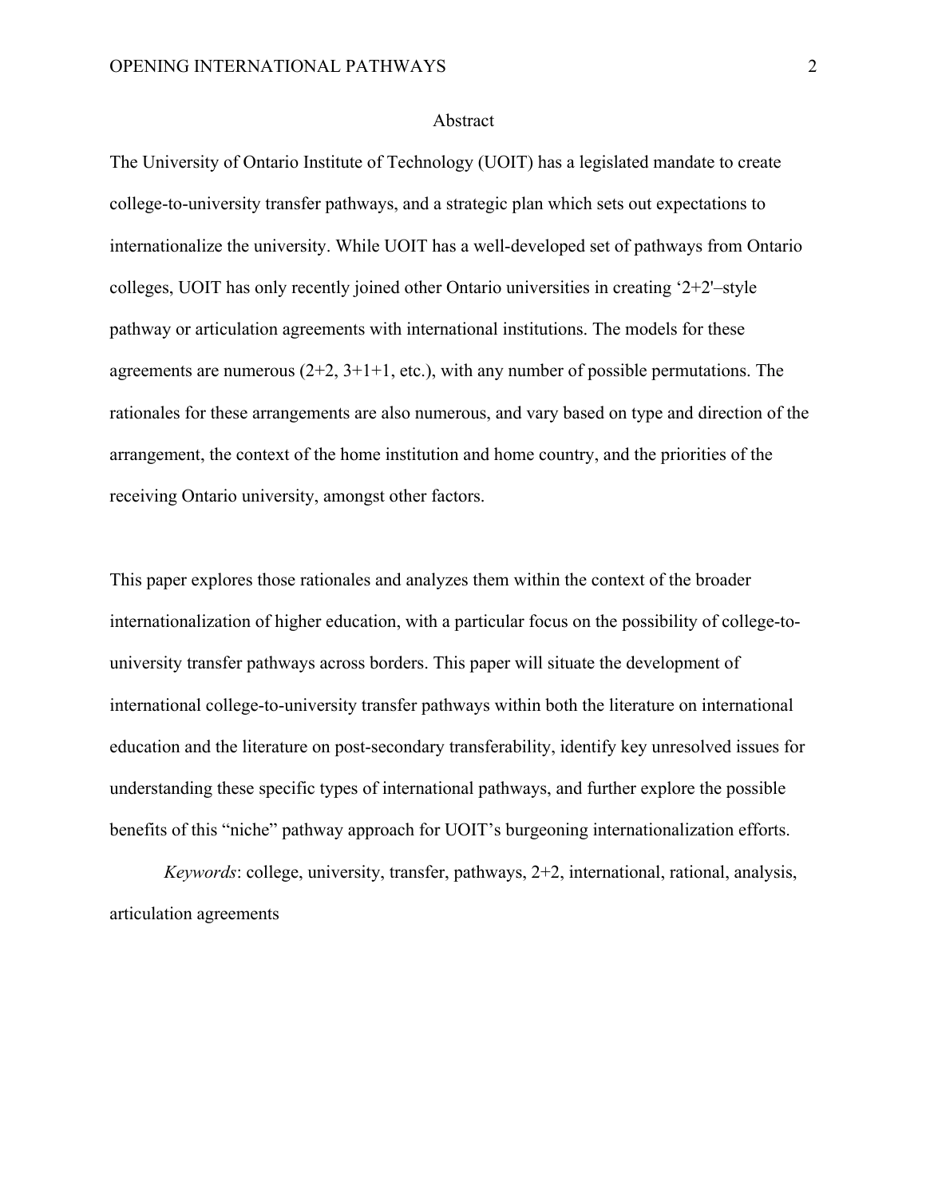# Abstract

The University of Ontario Institute of Technology (UOIT) has a legislated mandate to create college-to-university transfer pathways, and a strategic plan which sets out expectations to internationalize the university. While UOIT has a well-developed set of pathways from Ontario colleges, UOIT has only recently joined other Ontario universities in creating '2+2'–style pathway or articulation agreements with international institutions. The models for these agreements are numerous (2+2, 3+1+1, etc.), with any number of possible permutations. The rationales for these arrangements are also numerous, and vary based on type and direction of the arrangement, the context of the home institution and home country, and the priorities of the receiving Ontario university, amongst other factors.

This paper explores those rationales and analyzes them within the context of the broader internationalization of higher education, with a particular focus on the possibility of college-to-university transfer pathways across borders. This paper will situate the development of international college-to-university transfer pathways within both the literature on international education and the literature on post-secondary transferability, identify key unresolved issues for understanding these specific types of international pathways, and further explore the possible benefits of this "niche" pathway approach for UOIT's burgeoning internationalization efforts.

*Keywords*: college, university, transfer, pathways, 2+2, international, rational, analysis, articulation agreements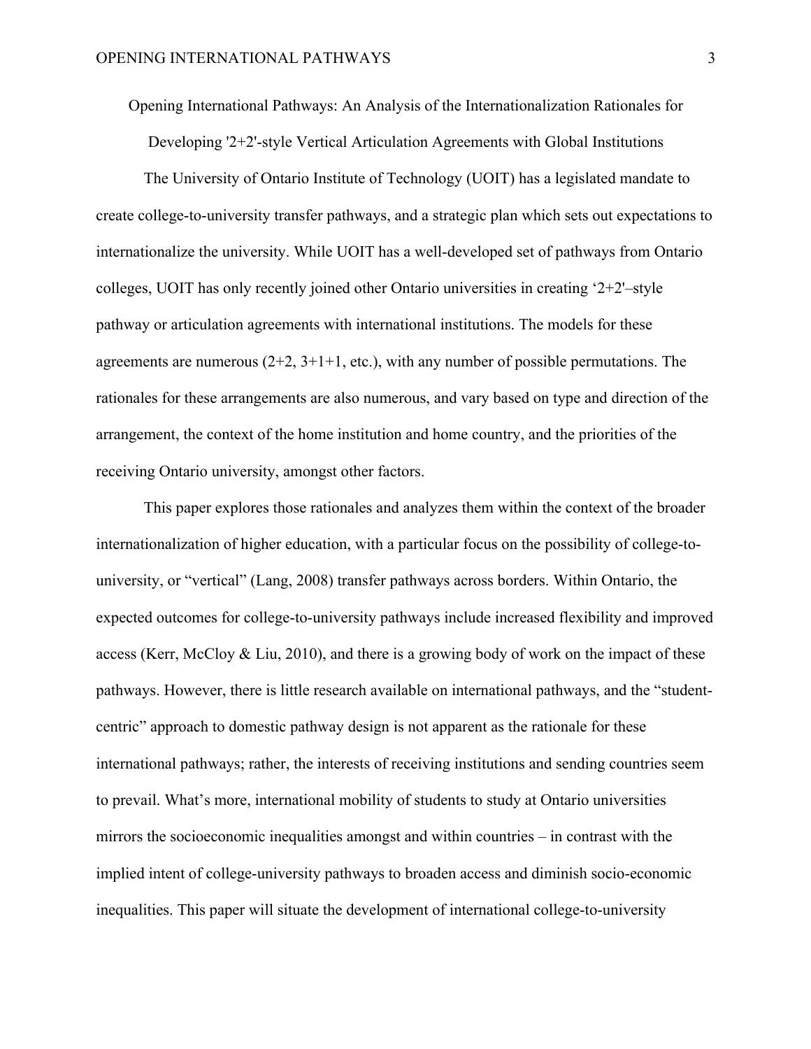Opening International Pathways: An Analysis of the Internationalization Rationales for Developing '2+2'-style Vertical Articulation Agreements with Global Institutions

The University of Ontario Institute of Technology (UOIT) has a legislated mandate to create college-to-university transfer pathways, and a strategic plan which sets out expectations to internationalize the university. While UOIT has a well-developed set of pathways from Ontario colleges, UOIT has only recently joined other Ontario universities in creating ‘2+2'–style pathway or articulation agreements with international institutions. The models for these agreements are numerous (2+2, 3+1+1, etc.), with any number of possible permutations. The rationales for these arrangements are also numerous, and vary based on type and direction of the arrangement, the context of the home institution and home country, and the priorities of the receiving Ontario university, amongst other factors.

This paper explores those rationales and analyzes them within the context of the broader internationalization of higher education, with a particular focus on the possibility of college-to-university, or “vertical” (Lang, 2008) transfer pathways across borders. Within Ontario, the expected outcomes for college-to-university pathways include increased flexibility and improved access (Kerr, McCloy & Liu, 2010), and there is a growing body of work on the impact of these pathways. However, there is little research available on international pathways, and the “student-centric” approach to domestic pathway design is not apparent as the rationale for these international pathways; rather, the interests of receiving institutions and sending countries seem to prevail. What’s more, international mobility of students to study at Ontario universities mirrors the socioeconomic inequalities amongst and within countries – in contrast with the implied intent of college-university pathways to broaden access and diminish socio-economic inequalities. This paper will situate the development of international college-to-university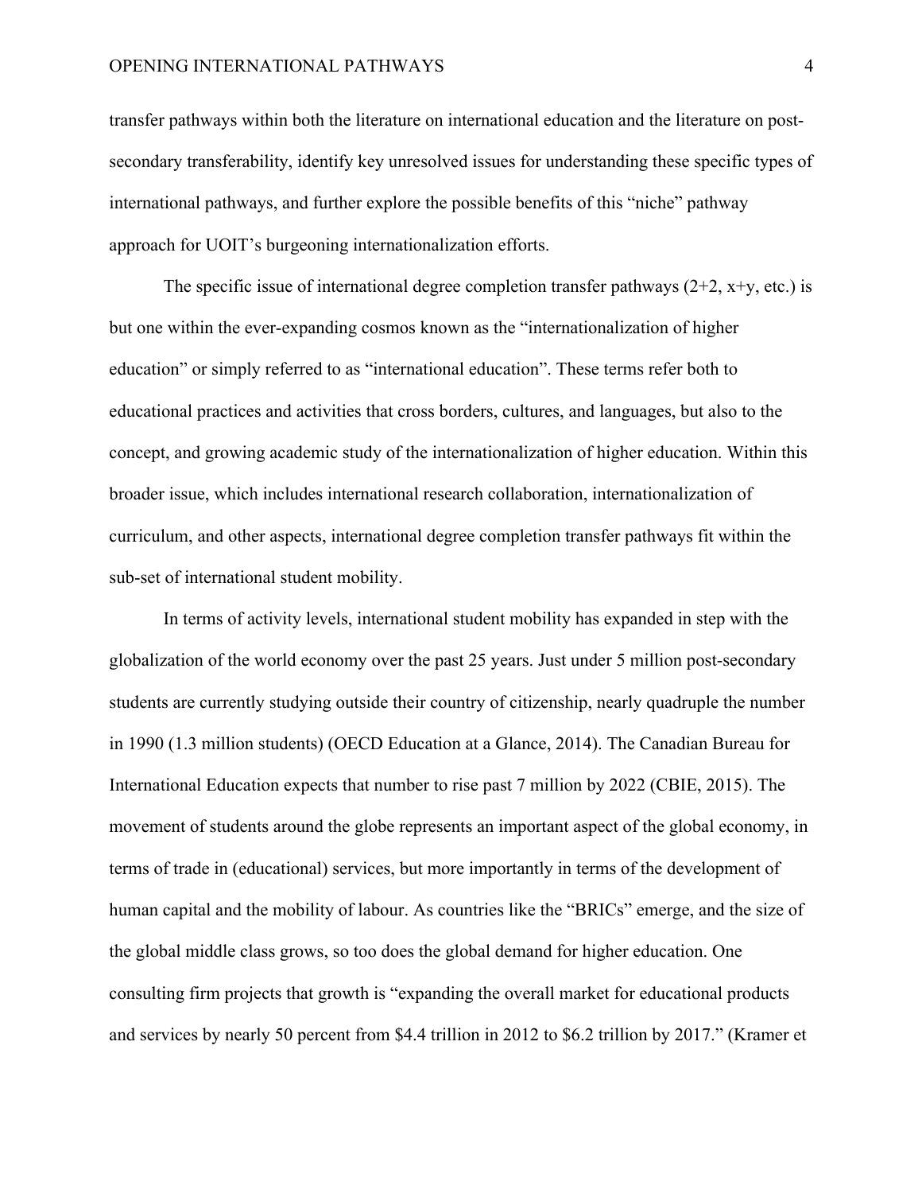transfer pathways within both the literature on international education and the literature on post-secondary transferability, identify key unresolved issues for understanding these specific types of international pathways, and further explore the possible benefits of this "niche" pathway approach for UOIT's burgeoning internationalization efforts.

The specific issue of international degree completion transfer pathways (2+2, x+y, etc.) is but one within the ever-expanding cosmos known as the "internationalization of higher education" or simply referred to as "international education". These terms refer both to educational practices and activities that cross borders, cultures, and languages, but also to the concept, and growing academic study of the internationalization of higher education. Within this broader issue, which includes international research collaboration, internationalization of curriculum, and other aspects, international degree completion transfer pathways fit within the sub-set of international student mobility.

In terms of activity levels, international student mobility has expanded in step with the globalization of the world economy over the past 25 years. Just under 5 million post-secondary students are currently studying outside their country of citizenship, nearly quadruple the number in 1990 (1.3 million students) (OECD Education at a Glance, 2014). The Canadian Bureau for International Education expects that number to rise past 7 million by 2022 (CBIE, 2015). The movement of students around the globe represents an important aspect of the global economy, in terms of trade in (educational) services, but more importantly in terms of the development of human capital and the mobility of labour. As countries like the "BRICs" emerge, and the size of the global middle class grows, so too does the global demand for higher education. One consulting firm projects that growth is "expanding the overall market for educational products and services by nearly 50 percent from $4.4 trillion in 2012 to $6.2 trillion by 2017." (Kramer et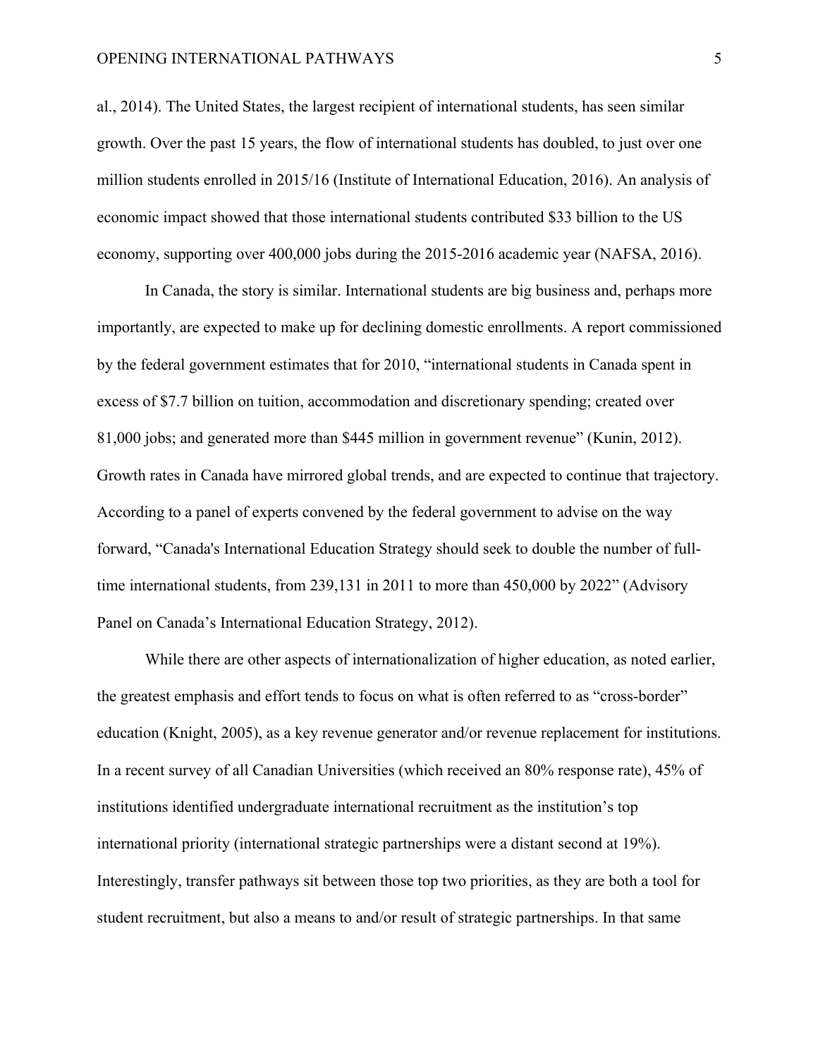al., 2014). The United States, the largest recipient of international students, has seen similar growth. Over the past 15 years, the flow of international students has doubled, to just over one million students enrolled in 2015/16 (Institute of International Education, 2016). An analysis of economic impact showed that those international students contributed $33 billion to the US economy, supporting over 400,000 jobs during the 2015-2016 academic year (NAFSA, 2016).

In Canada, the story is similar. International students are big business and, perhaps more importantly, are expected to make up for declining domestic enrollments. A report commissioned by the federal government estimates that for 2010, "international students in Canada spent in excess of $7.7 billion on tuition, accommodation and discretionary spending; created over 81,000 jobs; and generated more than $445 million in government revenue" (Kunin, 2012). Growth rates in Canada have mirrored global trends, and are expected to continue that trajectory. According to a panel of experts convened by the federal government to advise on the way forward, "Canada's International Education Strategy should seek to double the number of full-time international students, from 239,131 in 2011 to more than 450,000 by 2022" (Advisory Panel on Canada's International Education Strategy, 2012).

While there are other aspects of internationalization of higher education, as noted earlier, the greatest emphasis and effort tends to focus on what is often referred to as "cross-border" education (Knight, 2005), as a key revenue generator and/or revenue replacement for institutions. In a recent survey of all Canadian Universities (which received an 80% response rate), 45% of institutions identified undergraduate international recruitment as the institution's top international priority (international strategic partnerships were a distant second at 19%). Interestingly, transfer pathways sit between those top two priorities, as they are both a tool for student recruitment, but also a means to and/or result of strategic partnerships. In that same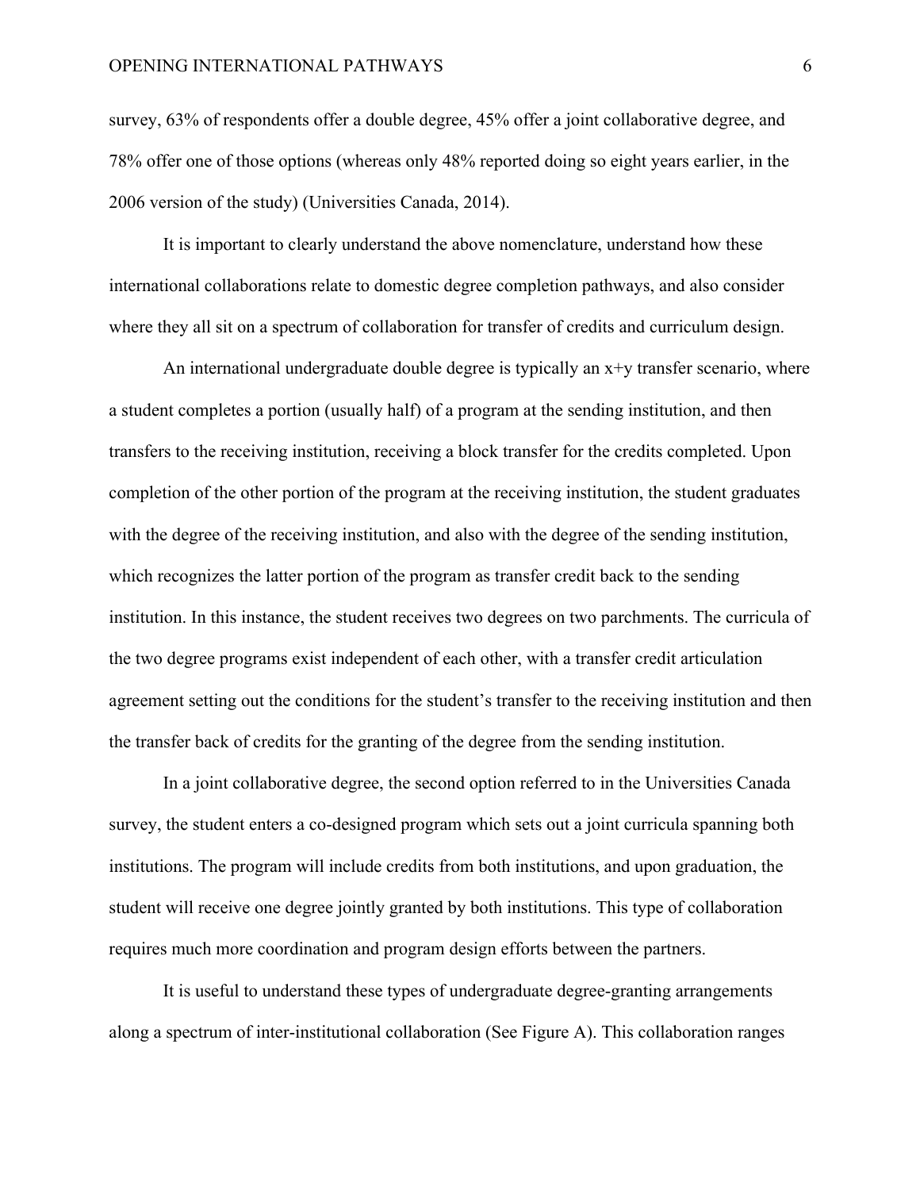survey, 63% of respondents offer a double degree, 45% offer a joint collaborative degree, and 78% offer one of those options (whereas only 48% reported doing so eight years earlier, in the 2006 version of the study) (Universities Canada, 2014).

It is important to clearly understand the above nomenclature, understand how these international collaborations relate to domestic degree completion pathways, and also consider where they all sit on a spectrum of collaboration for transfer of credits and curriculum design.

An international undergraduate double degree is typically an x+y transfer scenario, where a student completes a portion (usually half) of a program at the sending institution, and then transfers to the receiving institution, receiving a block transfer for the credits completed. Upon completion of the other portion of the program at the receiving institution, the student graduates with the degree of the receiving institution, and also with the degree of the sending institution, which recognizes the latter portion of the program as transfer credit back to the sending institution. In this instance, the student receives two degrees on two parchments. The curricula of the two degree programs exist independent of each other, with a transfer credit articulation agreement setting out the conditions for the student's transfer to the receiving institution and then the transfer back of credits for the granting of the degree from the sending institution.

In a joint collaborative degree, the second option referred to in the Universities Canada survey, the student enters a co-designed program which sets out a joint curricula spanning both institutions. The program will include credits from both institutions, and upon graduation, the student will receive one degree jointly granted by both institutions. This type of collaboration requires much more coordination and program design efforts between the partners.

It is useful to understand these types of undergraduate degree-granting arrangements along a spectrum of inter-institutional collaboration (See Figure A). This collaboration ranges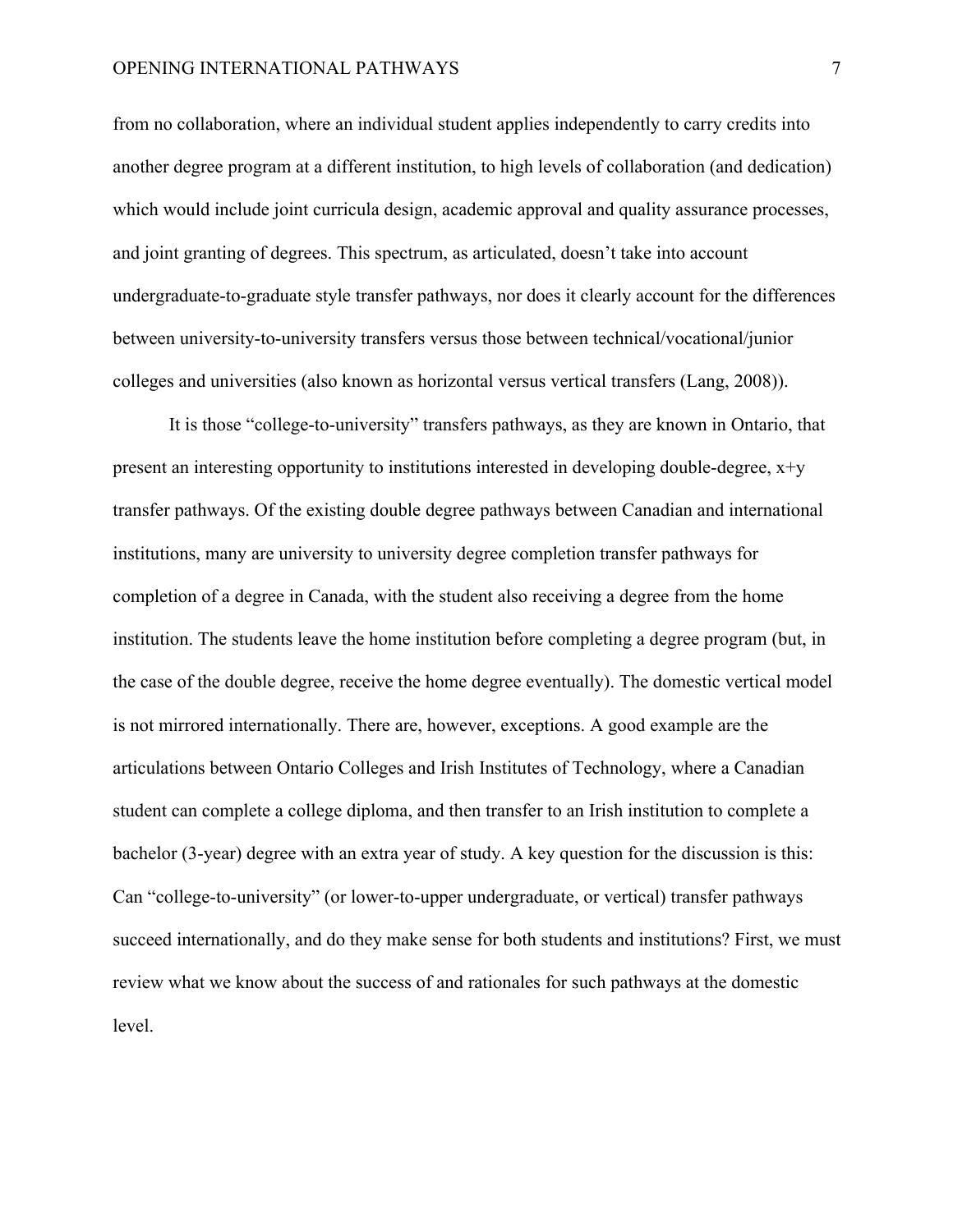from no collaboration, where an individual student applies independently to carry credits into another degree program at a different institution, to high levels of collaboration (and dedication) which would include joint curricula design, academic approval and quality assurance processes, and joint granting of degrees. This spectrum, as articulated, doesn't take into account undergraduate-to-graduate style transfer pathways, nor does it clearly account for the differences between university-to-university transfers versus those between technical/vocational/junior colleges and universities (also known as horizontal versus vertical transfers (Lang, 2008)).

It is those "college-to-university" transfers pathways, as they are known in Ontario, that present an interesting opportunity to institutions interested in developing double-degree, x+y transfer pathways. Of the existing double degree pathways between Canadian and international institutions, many are university to university degree completion transfer pathways for completion of a degree in Canada, with the student also receiving a degree from the home institution. The students leave the home institution before completing a degree program (but, in the case of the double degree, receive the home degree eventually). The domestic vertical model is not mirrored internationally. There are, however, exceptions. A good example are the articulations between Ontario Colleges and Irish Institutes of Technology, where a Canadian student can complete a college diploma, and then transfer to an Irish institution to complete a bachelor (3-year) degree with an extra year of study. A key question for the discussion is this: Can "college-to-university" (or lower-to-upper undergraduate, or vertical) transfer pathways succeed internationally, and do they make sense for both students and institutions? First, we must review what we know about the success of and rationales for such pathways at the domestic level.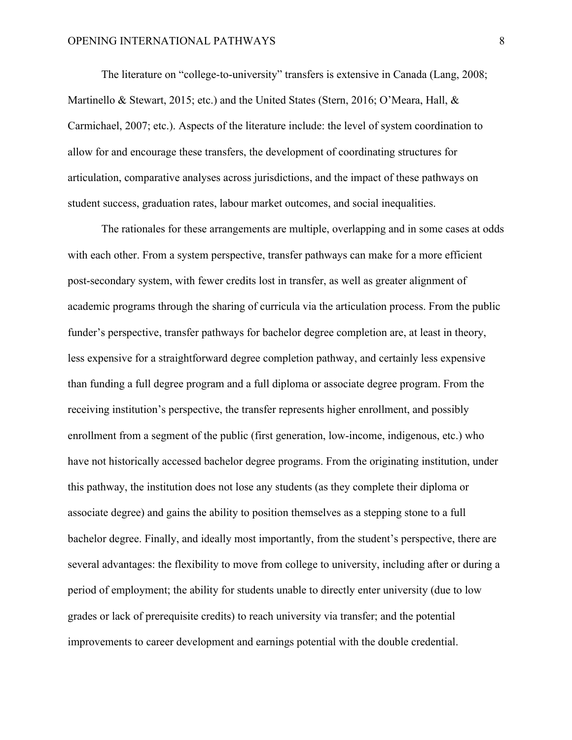The literature on "college-to-university" transfers is extensive in Canada (Lang, 2008; Martinello & Stewart, 2015; etc.) and the United States (Stern, 2016; O'Meara, Hall, & Carmichael, 2007; etc.). Aspects of the literature include: the level of system coordination to allow for and encourage these transfers, the development of coordinating structures for articulation, comparative analyses across jurisdictions, and the impact of these pathways on student success, graduation rates, labour market outcomes, and social inequalities.

The rationales for these arrangements are multiple, overlapping and in some cases at odds with each other. From a system perspective, transfer pathways can make for a more efficient post-secondary system, with fewer credits lost in transfer, as well as greater alignment of academic programs through the sharing of curricula via the articulation process. From the public funder's perspective, transfer pathways for bachelor degree completion are, at least in theory, less expensive for a straightforward degree completion pathway, and certainly less expensive than funding a full degree program and a full diploma or associate degree program. From the receiving institution's perspective, the transfer represents higher enrollment, and possibly enrollment from a segment of the public (first generation, low-income, indigenous, etc.) who have not historically accessed bachelor degree programs. From the originating institution, under this pathway, the institution does not lose any students (as they complete their diploma or associate degree) and gains the ability to position themselves as a stepping stone to a full bachelor degree. Finally, and ideally most importantly, from the student's perspective, there are several advantages: the flexibility to move from college to university, including after or during a period of employment; the ability for students unable to directly enter university (due to low grades or lack of prerequisite credits) to reach university via transfer; and the potential improvements to career development and earnings potential with the double credential.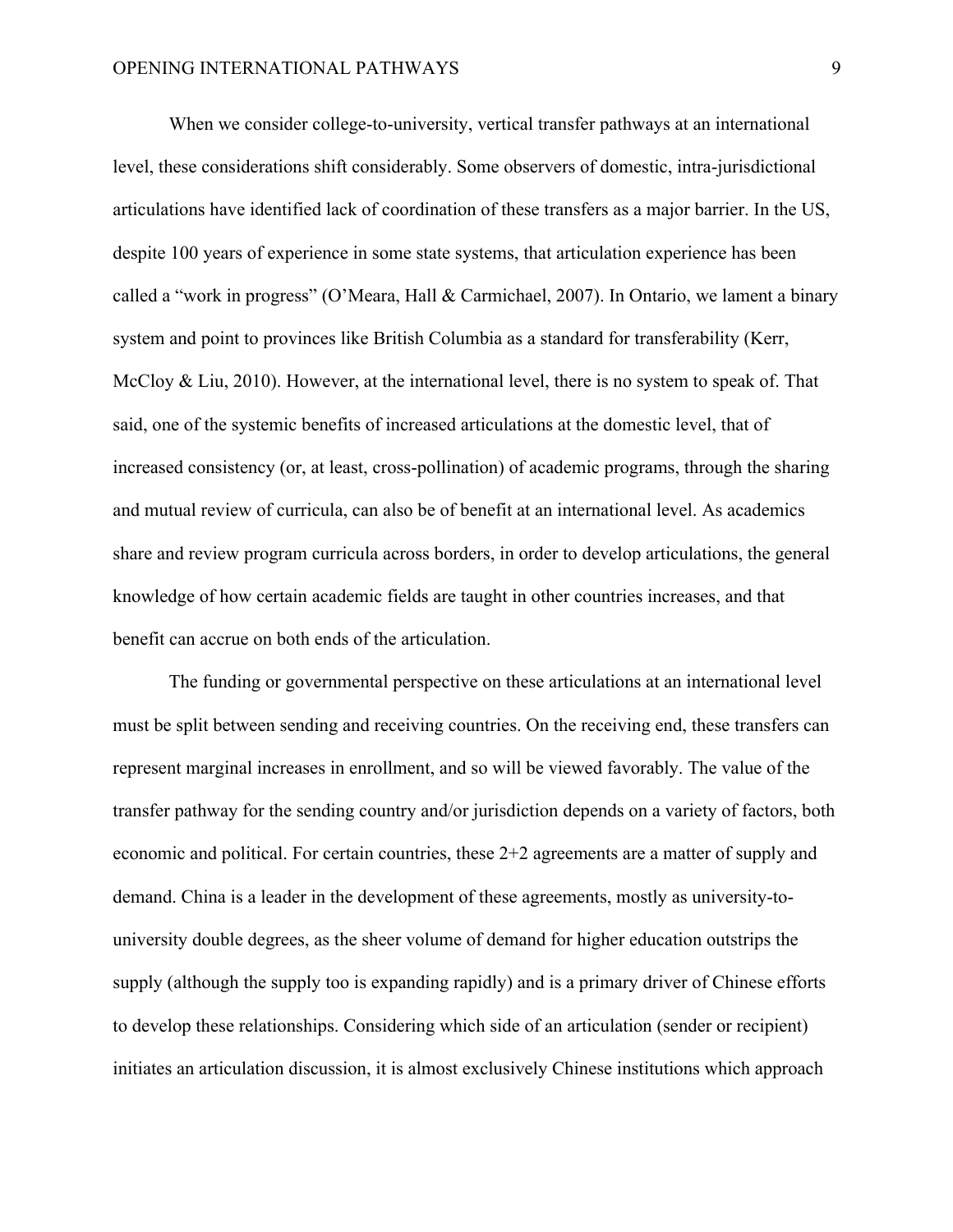When we consider college-to-university, vertical transfer pathways at an international level, these considerations shift considerably. Some observers of domestic, intra-jurisdictional articulations have identified lack of coordination of these transfers as a major barrier. In the US, despite 100 years of experience in some state systems, that articulation experience has been called a "work in progress" (O'Meara, Hall & Carmichael, 2007). In Ontario, we lament a binary system and point to provinces like British Columbia as a standard for transferability (Kerr, McCloy & Liu, 2010). However, at the international level, there is no system to speak of. That said, one of the systemic benefits of increased articulations at the domestic level, that of increased consistency (or, at least, cross-pollination) of academic programs, through the sharing and mutual review of curricula, can also be of benefit at an international level. As academics share and review program curricula across borders, in order to develop articulations, the general knowledge of how certain academic fields are taught in other countries increases, and that benefit can accrue on both ends of the articulation.

The funding or governmental perspective on these articulations at an international level must be split between sending and receiving countries. On the receiving end, these transfers can represent marginal increases in enrollment, and so will be viewed favorably. The value of the transfer pathway for the sending country and/or jurisdiction depends on a variety of factors, both economic and political. For certain countries, these 2+2 agreements are a matter of supply and demand. China is a leader in the development of these agreements, mostly as university-to-university double degrees, as the sheer volume of demand for higher education outstrips the supply (although the supply too is expanding rapidly) and is a primary driver of Chinese efforts to develop these relationships. Considering which side of an articulation (sender or recipient) initiates an articulation discussion, it is almost exclusively Chinese institutions which approach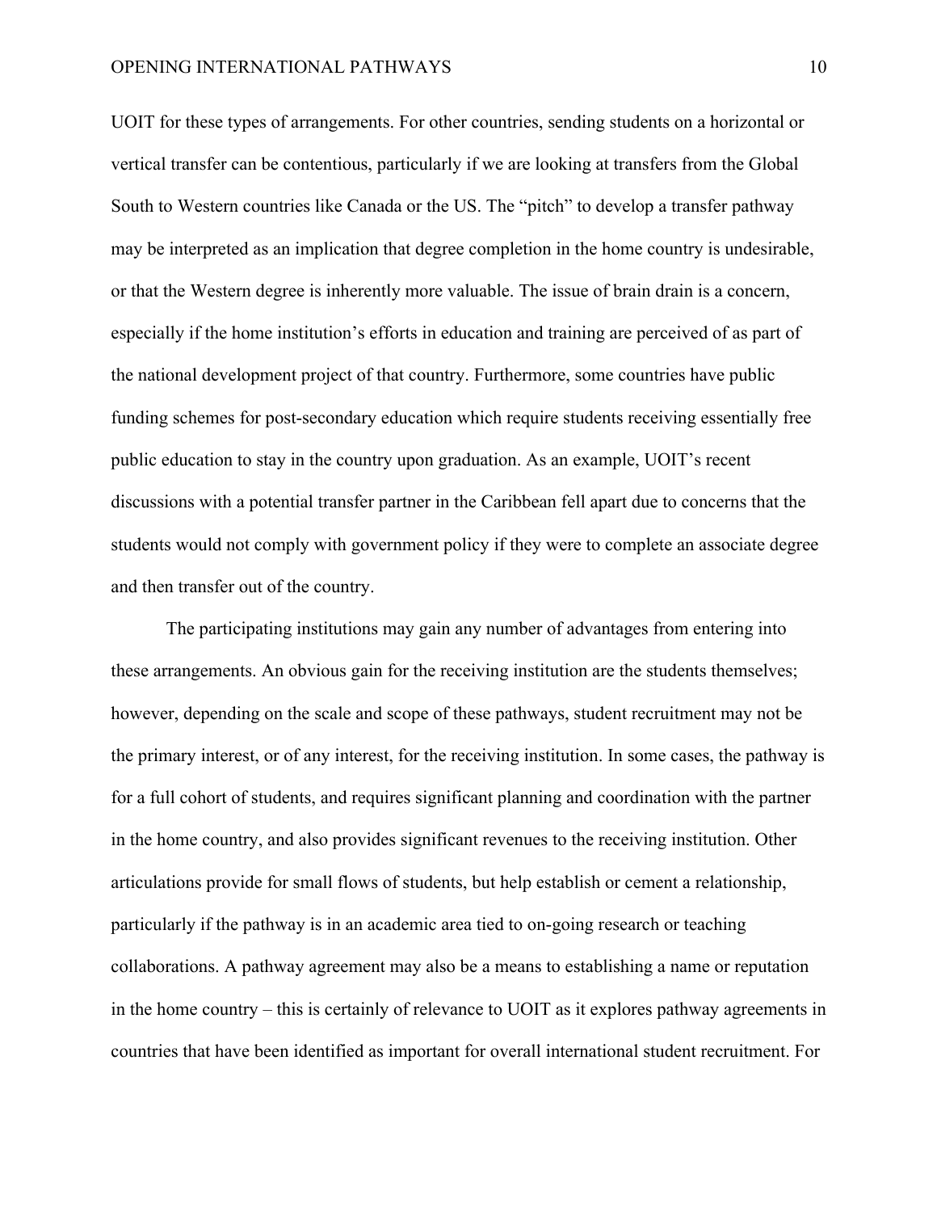UOIT for these types of arrangements. For other countries, sending students on a horizontal or vertical transfer can be contentious, particularly if we are looking at transfers from the Global South to Western countries like Canada or the US. The “pitch” to develop a transfer pathway may be interpreted as an implication that degree completion in the home country is undesirable, or that the Western degree is inherently more valuable. The issue of brain drain is a concern, especially if the home institution’s efforts in education and training are perceived of as part of the national development project of that country. Furthermore, some countries have public funding schemes for post-secondary education which require students receiving essentially free public education to stay in the country upon graduation. As an example, UOIT’s recent discussions with a potential transfer partner in the Caribbean fell apart due to concerns that the students would not comply with government policy if they were to complete an associate degree and then transfer out of the country.

The participating institutions may gain any number of advantages from entering into these arrangements. An obvious gain for the receiving institution are the students themselves; however, depending on the scale and scope of these pathways, student recruitment may not be the primary interest, or of any interest, for the receiving institution. In some cases, the pathway is for a full cohort of students, and requires significant planning and coordination with the partner in the home country, and also provides significant revenues to the receiving institution. Other articulations provide for small flows of students, but help establish or cement a relationship, particularly if the pathway is in an academic area tied to on-going research or teaching collaborations. A pathway agreement may also be a means to establishing a name or reputation in the home country – this is certainly of relevance to UOIT as it explores pathway agreements in countries that have been identified as important for overall international student recruitment. For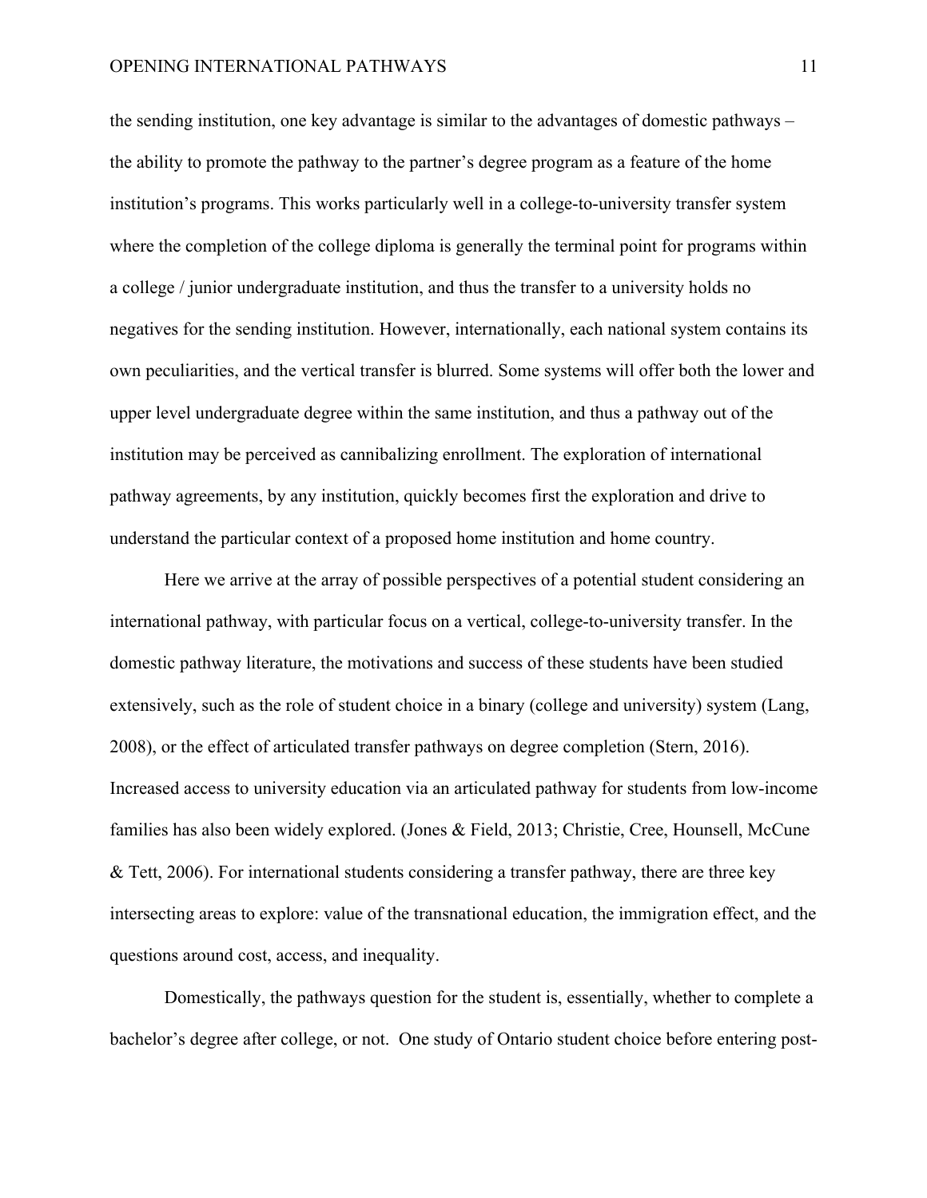the sending institution, one key advantage is similar to the advantages of domestic pathways – the ability to promote the pathway to the partner's degree program as a feature of the home institution's programs. This works particularly well in a college-to-university transfer system where the completion of the college diploma is generally the terminal point for programs within a college / junior undergraduate institution, and thus the transfer to a university holds no negatives for the sending institution. However, internationally, each national system contains its own peculiarities, and the vertical transfer is blurred. Some systems will offer both the lower and upper level undergraduate degree within the same institution, and thus a pathway out of the institution may be perceived as cannibalizing enrollment. The exploration of international pathway agreements, by any institution, quickly becomes first the exploration and drive to understand the particular context of a proposed home institution and home country.

Here we arrive at the array of possible perspectives of a potential student considering an international pathway, with particular focus on a vertical, college-to-university transfer. In the domestic pathway literature, the motivations and success of these students have been studied extensively, such as the role of student choice in a binary (college and university) system (Lang, 2008), or the effect of articulated transfer pathways on degree completion (Stern, 2016). Increased access to university education via an articulated pathway for students from low-income families has also been widely explored. (Jones & Field, 2013; Christie, Cree, Hounsell, McCune & Tett, 2006). For international students considering a transfer pathway, there are three key intersecting areas to explore: value of the transnational education, the immigration effect, and the questions around cost, access, and inequality.

Domestically, the pathways question for the student is, essentially, whether to complete a bachelor's degree after college, or not. One study of Ontario student choice before entering post-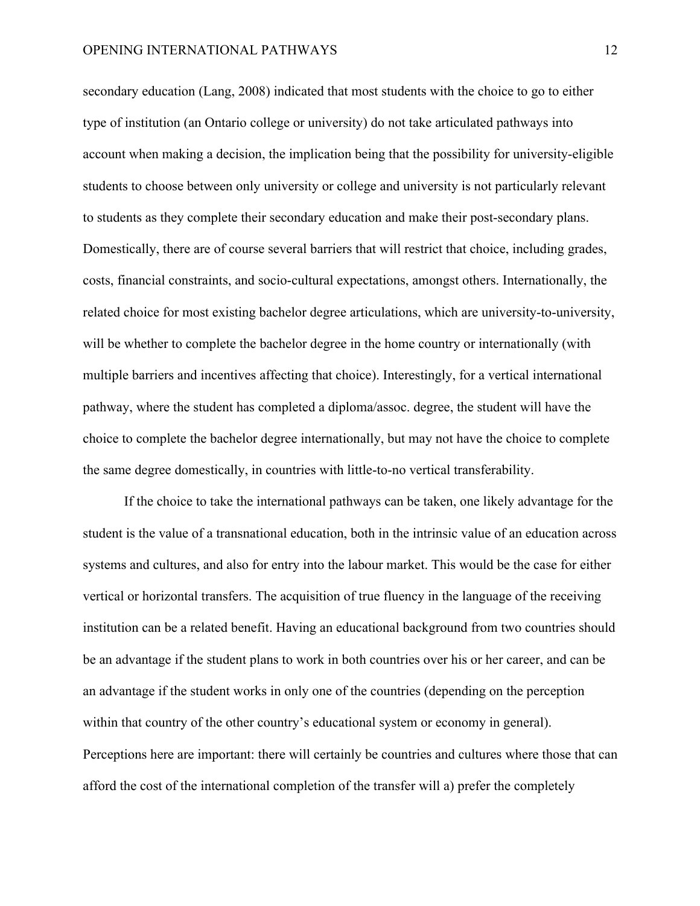secondary education (Lang, 2008) indicated that most students with the choice to go to either type of institution (an Ontario college or university) do not take articulated pathways into account when making a decision, the implication being that the possibility for university-eligible students to choose between only university or college and university is not particularly relevant to students as they complete their secondary education and make their post-secondary plans. Domestically, there are of course several barriers that will restrict that choice, including grades, costs, financial constraints, and socio-cultural expectations, amongst others. Internationally, the related choice for most existing bachelor degree articulations, which are university-to-university, will be whether to complete the bachelor degree in the home country or internationally (with multiple barriers and incentives affecting that choice). Interestingly, for a vertical international pathway, where the student has completed a diploma/assoc. degree, the student will have the choice to complete the bachelor degree internationally, but may not have the choice to complete the same degree domestically, in countries with little-to-no vertical transferability.

If the choice to take the international pathways can be taken, one likely advantage for the student is the value of a transnational education, both in the intrinsic value of an education across systems and cultures, and also for entry into the labour market. This would be the case for either vertical or horizontal transfers. The acquisition of true fluency in the language of the receiving institution can be a related benefit. Having an educational background from two countries should be an advantage if the student plans to work in both countries over his or her career, and can be an advantage if the student works in only one of the countries (depending on the perception within that country of the other country's educational system or economy in general). Perceptions here are important: there will certainly be countries and cultures where those that can afford the cost of the international completion of the transfer will a) prefer the completely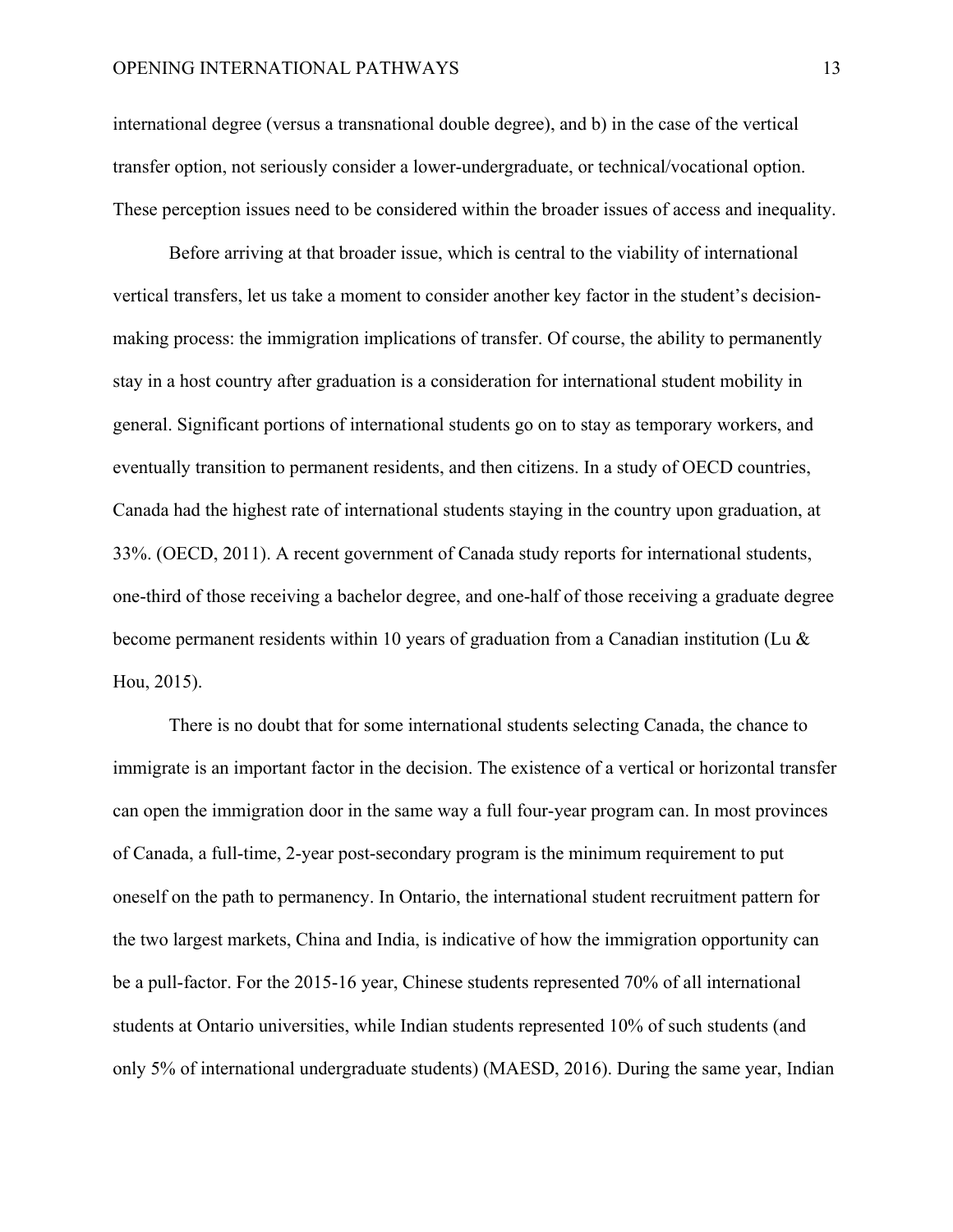international degree (versus a transnational double degree), and b) in the case of the vertical transfer option, not seriously consider a lower-undergraduate, or technical/vocational option. These perception issues need to be considered within the broader issues of access and inequality.

Before arriving at that broader issue, which is central to the viability of international vertical transfers, let us take a moment to consider another key factor in the student's decision-making process: the immigration implications of transfer. Of course, the ability to permanently stay in a host country after graduation is a consideration for international student mobility in general. Significant portions of international students go on to stay as temporary workers, and eventually transition to permanent residents, and then citizens. In a study of OECD countries, Canada had the highest rate of international students staying in the country upon graduation, at 33%. (OECD, 2011). A recent government of Canada study reports for international students, one-third of those receiving a bachelor degree, and one-half of those receiving a graduate degree become permanent residents within 10 years of graduation from a Canadian institution (Lu & Hou, 2015).

There is no doubt that for some international students selecting Canada, the chance to immigrate is an important factor in the decision. The existence of a vertical or horizontal transfer can open the immigration door in the same way a full four-year program can. In most provinces of Canada, a full-time, 2-year post-secondary program is the minimum requirement to put oneself on the path to permanency. In Ontario, the international student recruitment pattern for the two largest markets, China and India, is indicative of how the immigration opportunity can be a pull-factor. For the 2015-16 year, Chinese students represented 70% of all international students at Ontario universities, while Indian students represented 10% of such students (and only 5% of international undergraduate students) (MAESD, 2016). During the same year, Indian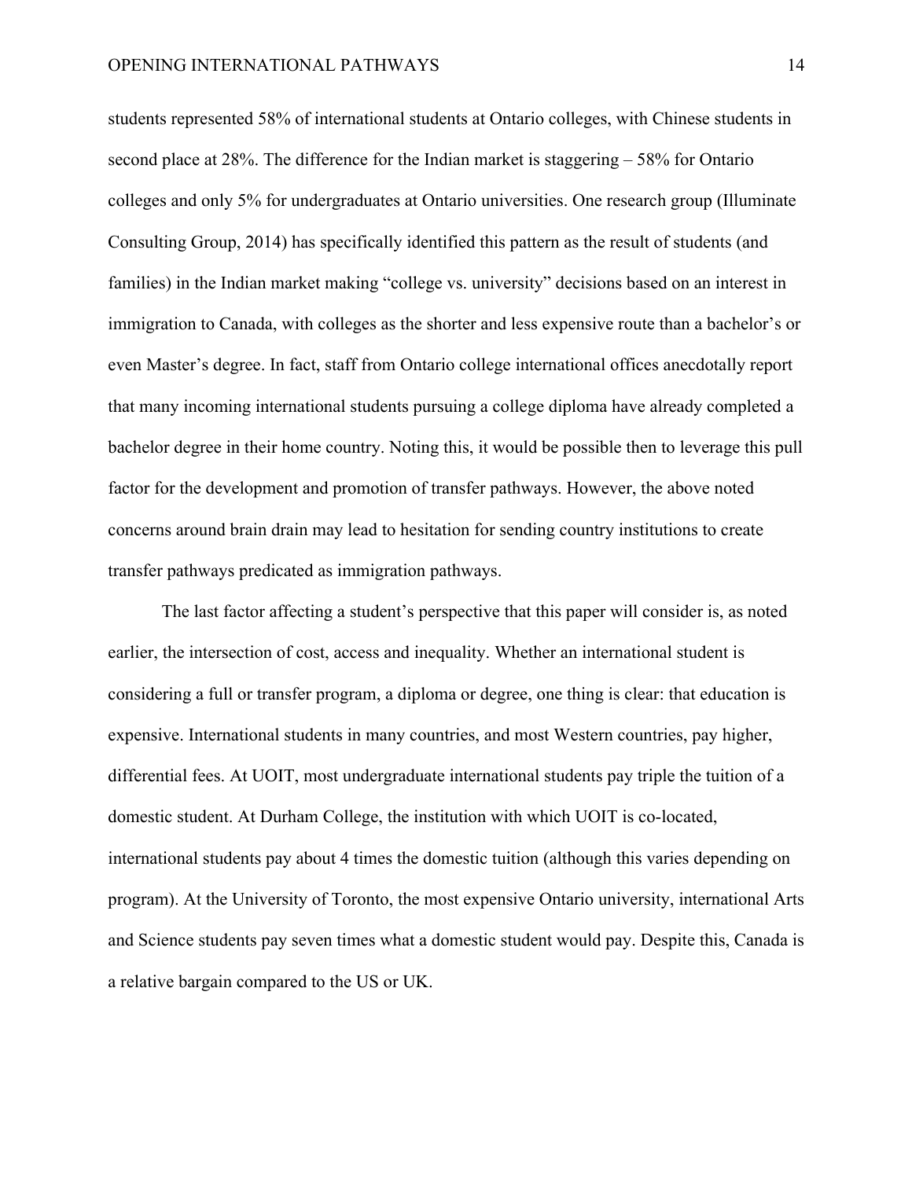students represented 58% of international students at Ontario colleges, with Chinese students in second place at 28%. The difference for the Indian market is staggering – 58% for Ontario colleges and only 5% for undergraduates at Ontario universities. One research group (Illuminate Consulting Group, 2014) has specifically identified this pattern as the result of students (and families) in the Indian market making "college vs. university" decisions based on an interest in immigration to Canada, with colleges as the shorter and less expensive route than a bachelor's or even Master's degree. In fact, staff from Ontario college international offices anecdotally report that many incoming international students pursuing a college diploma have already completed a bachelor degree in their home country. Noting this, it would be possible then to leverage this pull factor for the development and promotion of transfer pathways. However, the above noted concerns around brain drain may lead to hesitation for sending country institutions to create transfer pathways predicated as immigration pathways.

The last factor affecting a student's perspective that this paper will consider is, as noted earlier, the intersection of cost, access and inequality. Whether an international student is considering a full or transfer program, a diploma or degree, one thing is clear: that education is expensive. International students in many countries, and most Western countries, pay higher, differential fees. At UOIT, most undergraduate international students pay triple the tuition of a domestic student. At Durham College, the institution with which UOIT is co-located, international students pay about 4 times the domestic tuition (although this varies depending on program). At the University of Toronto, the most expensive Ontario university, international Arts and Science students pay seven times what a domestic student would pay. Despite this, Canada is a relative bargain compared to the US or UK.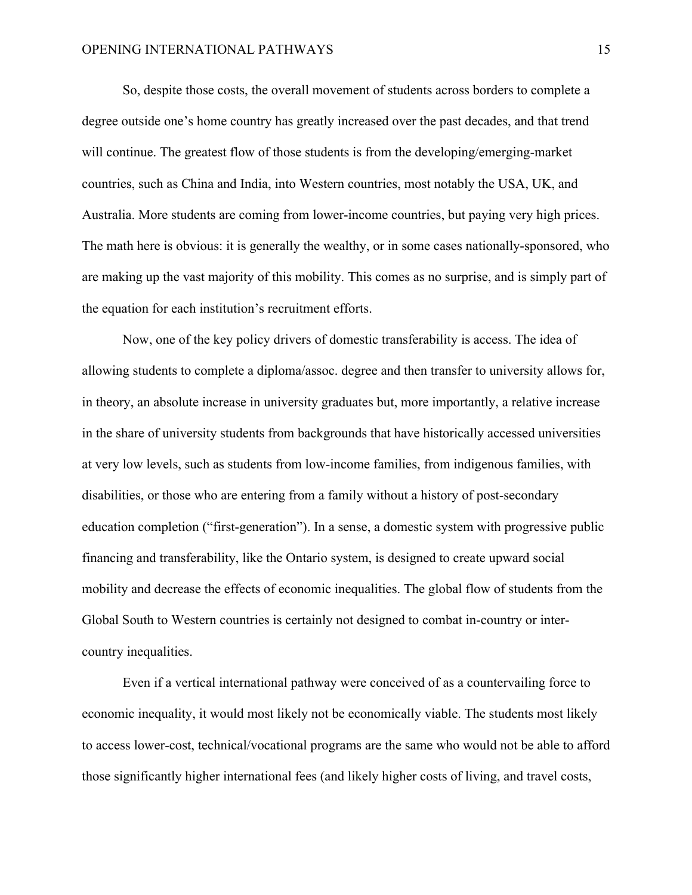So, despite those costs, the overall movement of students across borders to complete a degree outside one's home country has greatly increased over the past decades, and that trend will continue. The greatest flow of those students is from the developing/emerging-market countries, such as China and India, into Western countries, most notably the USA, UK, and Australia. More students are coming from lower-income countries, but paying very high prices. The math here is obvious: it is generally the wealthy, or in some cases nationally-sponsored, who are making up the vast majority of this mobility. This comes as no surprise, and is simply part of the equation for each institution's recruitment efforts.

Now, one of the key policy drivers of domestic transferability is access. The idea of allowing students to complete a diploma/assoc. degree and then transfer to university allows for, in theory, an absolute increase in university graduates but, more importantly, a relative increase in the share of university students from backgrounds that have historically accessed universities at very low levels, such as students from low-income families, from indigenous families, with disabilities, or those who are entering from a family without a history of post-secondary education completion ("first-generation"). In a sense, a domestic system with progressive public financing and transferability, like the Ontario system, is designed to create upward social mobility and decrease the effects of economic inequalities. The global flow of students from the Global South to Western countries is certainly not designed to combat in-country or inter-country inequalities.

Even if a vertical international pathway were conceived of as a countervailing force to economic inequality, it would most likely not be economically viable. The students most likely to access lower-cost, technical/vocational programs are the same who would not be able to afford those significantly higher international fees (and likely higher costs of living, and travel costs,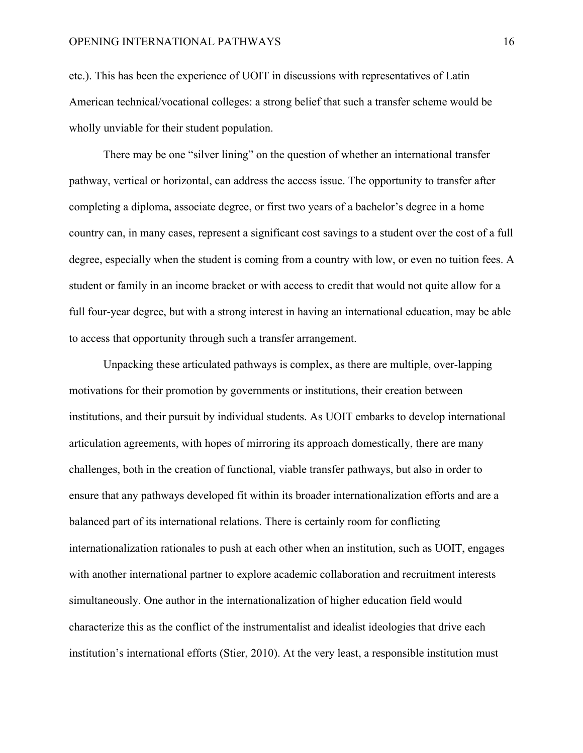etc.). This has been the experience of UOIT in discussions with representatives of Latin American technical/vocational colleges: a strong belief that such a transfer scheme would be wholly unviable for their student population.

There may be one "silver lining" on the question of whether an international transfer pathway, vertical or horizontal, can address the access issue. The opportunity to transfer after completing a diploma, associate degree, or first two years of a bachelor's degree in a home country can, in many cases, represent a significant cost savings to a student over the cost of a full degree, especially when the student is coming from a country with low, or even no tuition fees. A student or family in an income bracket or with access to credit that would not quite allow for a full four-year degree, but with a strong interest in having an international education, may be able to access that opportunity through such a transfer arrangement.

Unpacking these articulated pathways is complex, as there are multiple, over-lapping motivations for their promotion by governments or institutions, their creation between institutions, and their pursuit by individual students. As UOIT embarks to develop international articulation agreements, with hopes of mirroring its approach domestically, there are many challenges, both in the creation of functional, viable transfer pathways, but also in order to ensure that any pathways developed fit within its broader internationalization efforts and are a balanced part of its international relations. There is certainly room for conflicting internationalization rationales to push at each other when an institution, such as UOIT, engages with another international partner to explore academic collaboration and recruitment interests simultaneously. One author in the internationalization of higher education field would characterize this as the conflict of the instrumentalist and idealist ideologies that drive each institution's international efforts (Stier, 2010). At the very least, a responsible institution must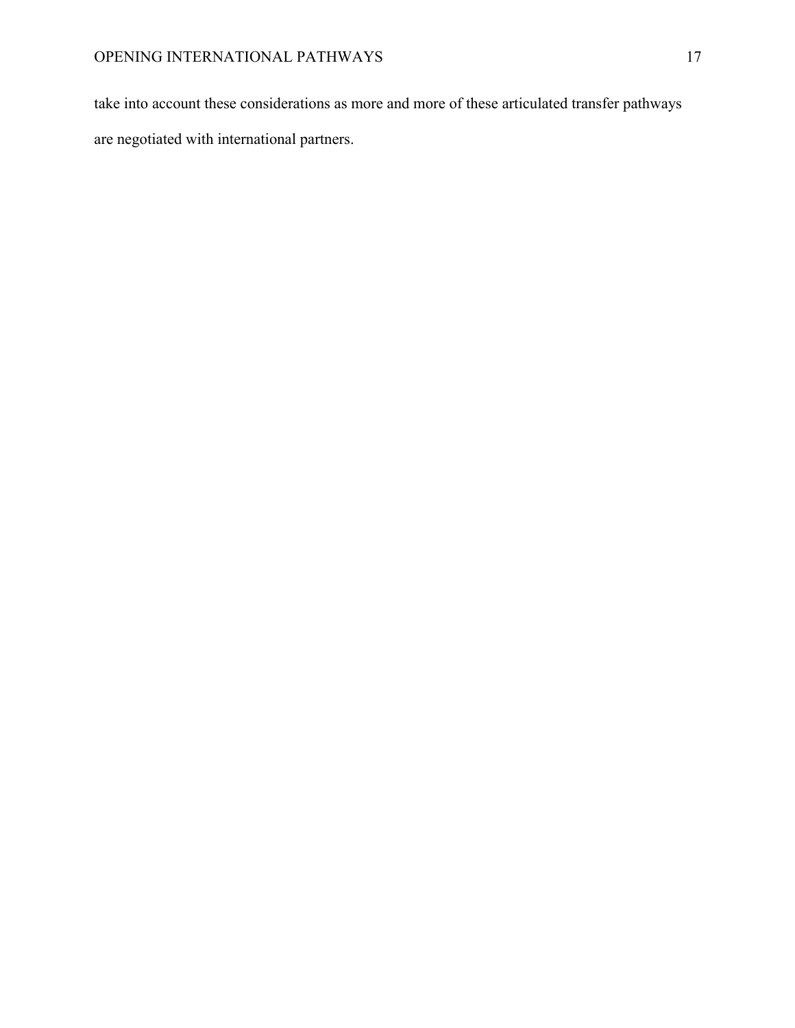take into account these considerations as more and more of these articulated transfer pathways are negotiated with international partners.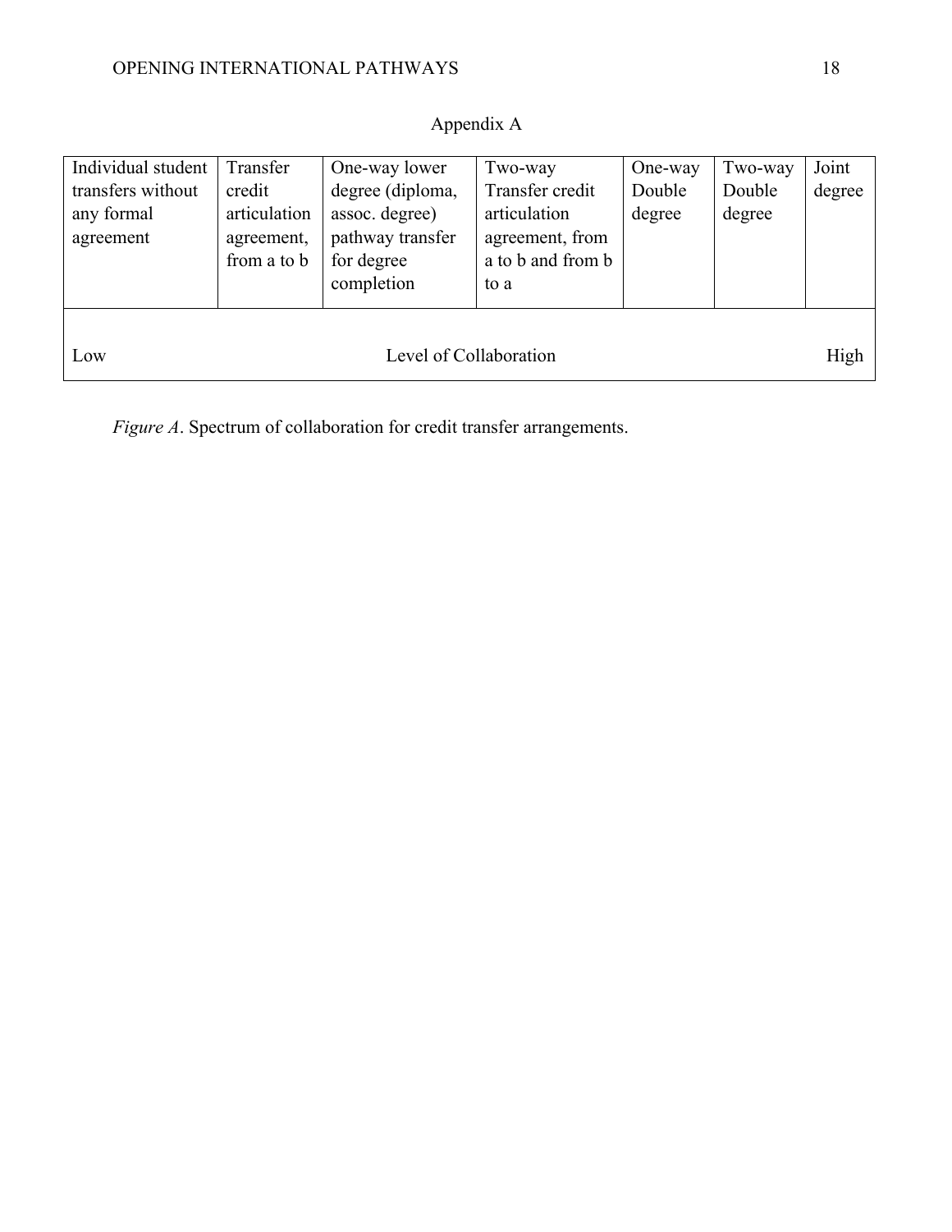Appendix A

| Individual student transfers without any formal agreement | Transfer credit articulation agreement, from a to b | One-way lower degree (diploma, assoc. degree) pathway transfer for degree completion | Two-way Transfer credit articulation agreement, from a to b and from b to a | One-way Double degree | Two-way Double degree | Joint degree |
|---|---|---|---|---|---|---|
| Low | | | Level of Collaboration | | | High |

*Figure A*. Spectrum of collaboration for credit transfer arrangements.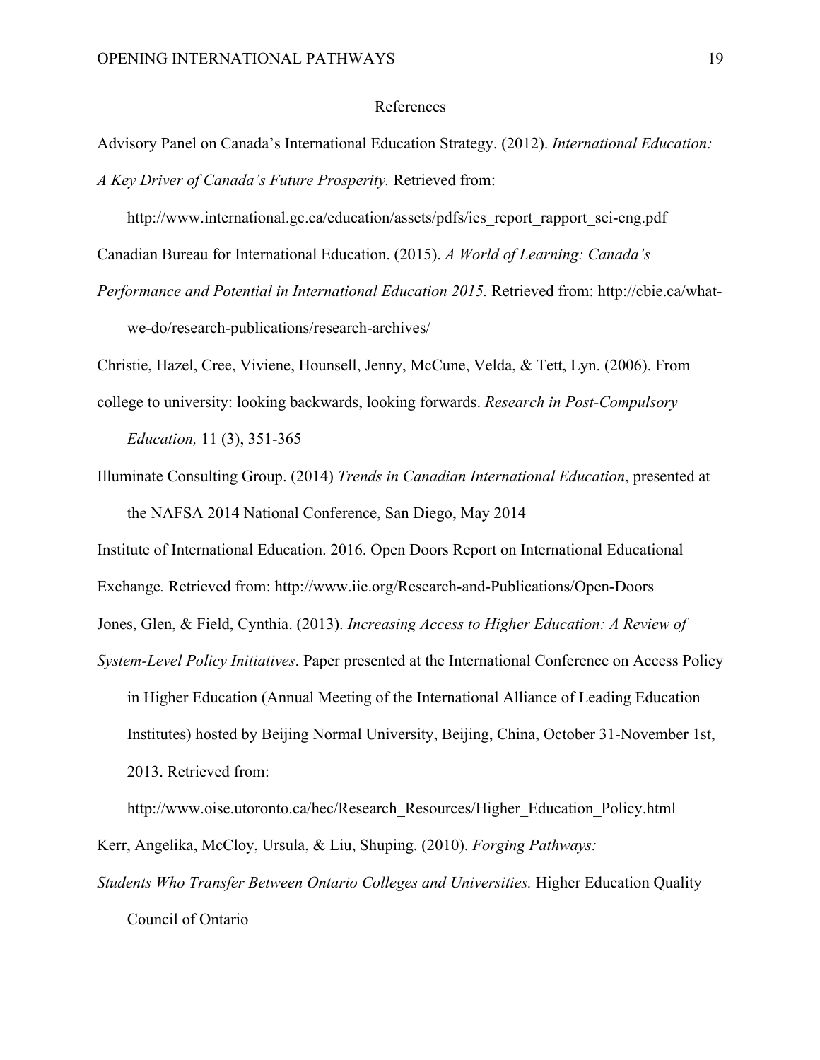References

Advisory Panel on Canada's International Education Strategy. (2012). *International Education: A Key Driver of Canada's Future Prosperity.* Retrieved from: http://www.international.gc.ca/education/assets/pdfs/ies_report_rapport_sei-eng.pdf

Canadian Bureau for International Education. (2015). *A World of Learning: Canada's Performance and Potential in International Education 2015.* Retrieved from: http://cbie.ca/what-we-do/research-publications/research-archives/

Christie, Hazel, Cree, Viviene, Hounsell, Jenny, McCune, Velda, & Tett, Lyn. (2006). From college to university: looking backwards, looking forwards. *Research in Post-Compulsory Education,* 11 (3), 351-365

Illuminate Consulting Group. (2014) *Trends in Canadian International Education*, presented at the NAFSA 2014 National Conference, San Diego, May 2014

Institute of International Education. 2016. Open Doors Report on International Educational Exchange*.* Retrieved from: http://www.iie.org/Research-and-Publications/Open-Doors

Jones, Glen, & Field, Cynthia. (2013). *Increasing Access to Higher Education: A Review of System-Level Policy Initiatives*. Paper presented at the International Conference on Access Policy in Higher Education (Annual Meeting of the International Alliance of Leading Education Institutes) hosted by Beijing Normal University, Beijing, China, October 31-November 1st, 2013. Retrieved from: http://www.oise.utoronto.ca/hec/Research_Resources/Higher_Education_Policy.html

Kerr, Angelika, McCloy, Ursula, & Liu, Shuping. (2010). *Forging Pathways: Students Who Transfer Between Ontario Colleges and Universities.* Higher Education Quality Council of Ontario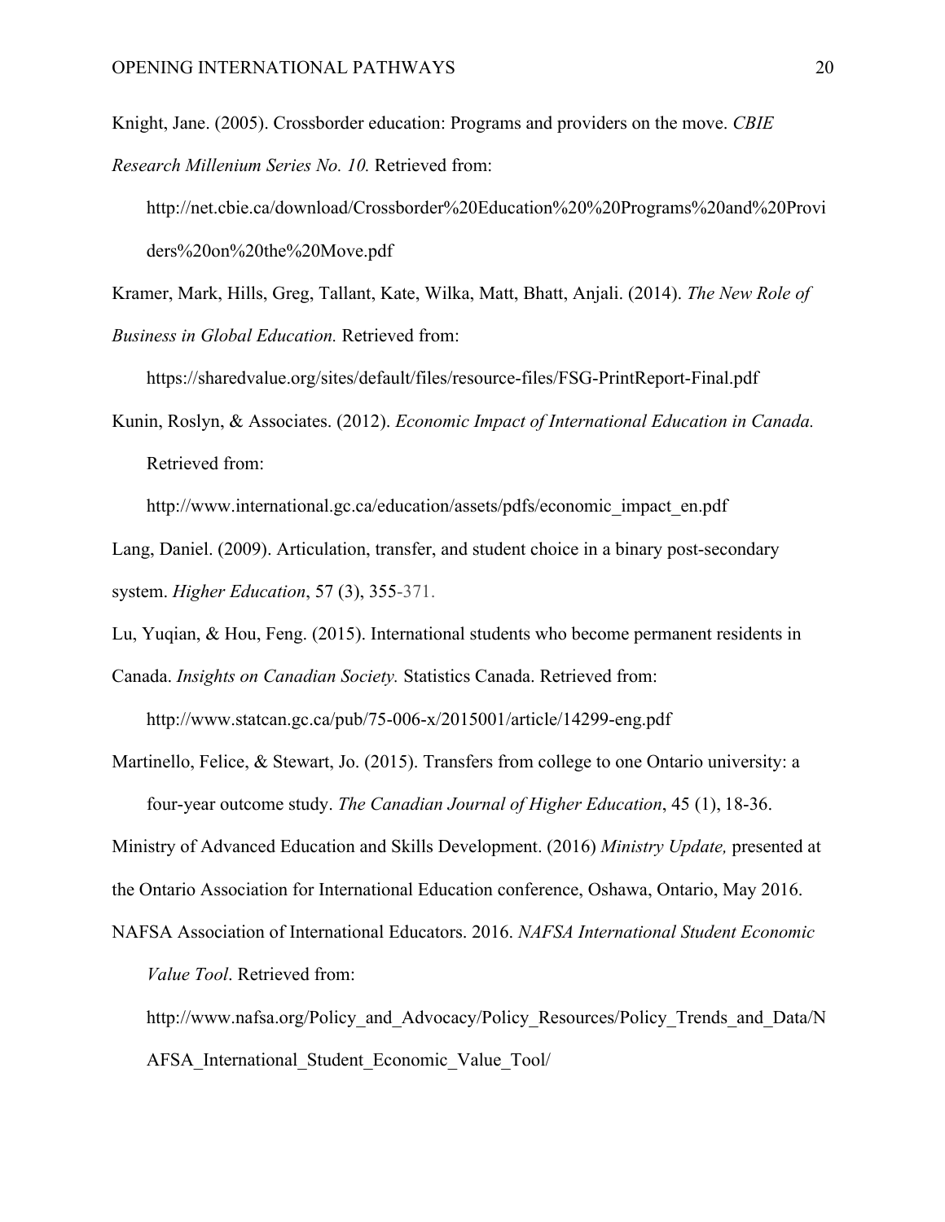Knight, Jane. (2005). Crossborder education: Programs and providers on the move. *CBIE Research Millenium Series No. 10.* Retrieved from: http://net.cbie.ca/download/Crossborder%20Education%20%20Programs%20and%20Providers%20on%20the%20Move.pdf

Kramer, Mark, Hills, Greg, Tallant, Kate, Wilka, Matt, Bhatt, Anjali. (2014). *The New Role of Business in Global Education.* Retrieved from: https://sharedvalue.org/sites/default/files/resource-files/FSG-PrintReport-Final.pdf

Kunin, Roslyn, & Associates. (2012). *Economic Impact of International Education in Canada.* Retrieved from: http://www.international.gc.ca/education/assets/pdfs/economic_impact_en.pdf

Lang, Daniel. (2009). Articulation, transfer, and student choice in a binary post-secondary system. *Higher Education*, 57 (3), 355-371.

Lu, Yuqian, & Hou, Feng. (2015). International students who become permanent residents in Canada. *Insights on Canadian Society.* Statistics Canada. Retrieved from: http://www.statcan.gc.ca/pub/75-006-x/2015001/article/14299-eng.pdf

Martinello, Felice, & Stewart, Jo. (2015). Transfers from college to one Ontario university: a four-year outcome study. *The Canadian Journal of Higher Education*, 45 (1), 18-36.

Ministry of Advanced Education and Skills Development. (2016) *Ministry Update,* presented at the Ontario Association for International Education conference, Oshawa, Ontario, May 2016.

NAFSA Association of International Educators. 2016. *NAFSA International Student Economic Value Tool*. Retrieved from: http://www.nafsa.org/Policy_and_Advocacy/Policy_Resources/Policy_Trends_and_Data/NAFSA_International_Student_Economic_Value_Tool/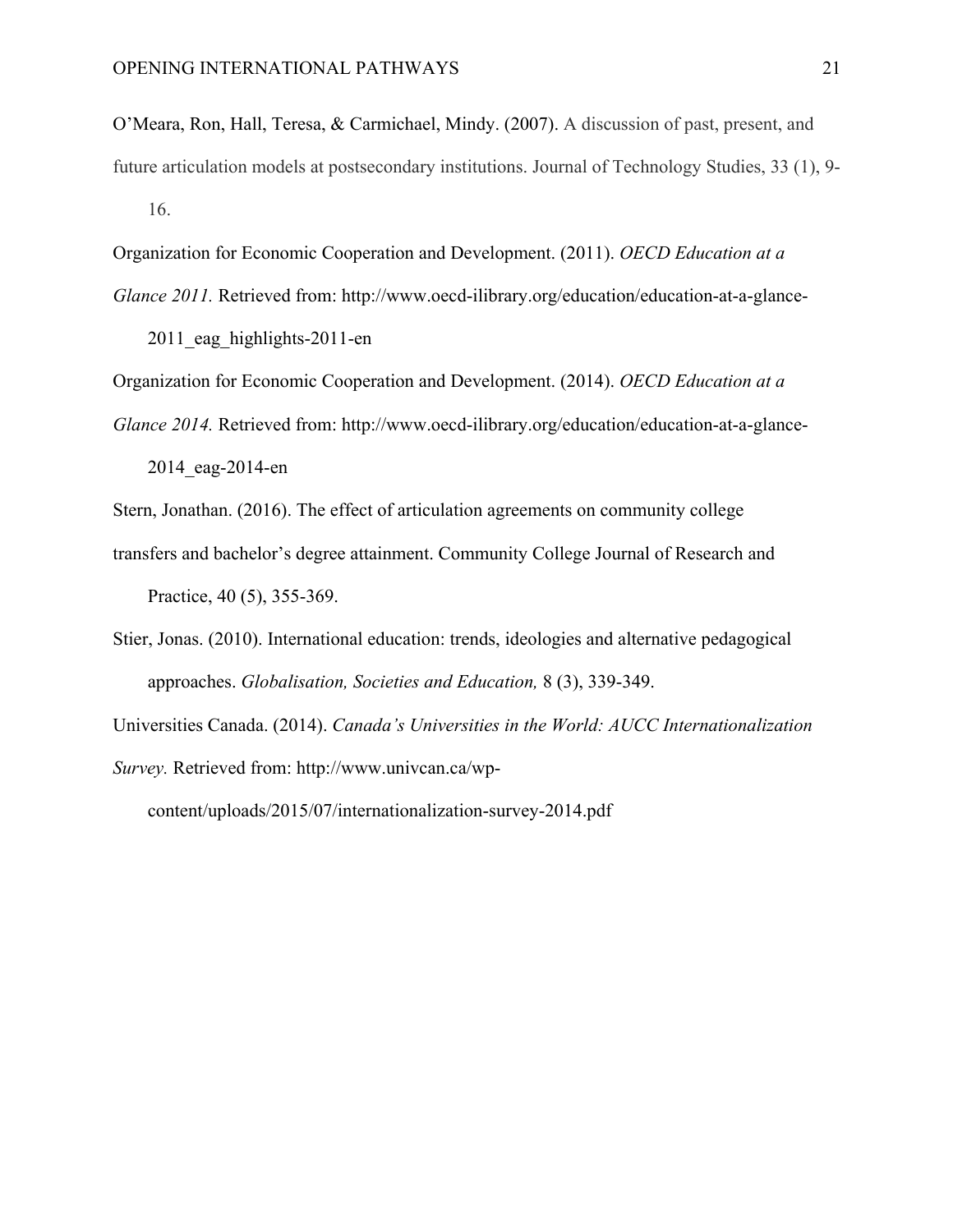O'Meara, Ron, Hall, Teresa, & Carmichael, Mindy. (2007). A discussion of past, present, and future articulation models at postsecondary institutions. Journal of Technology Studies, 33 (1), 9-16.

Organization for Economic Cooperation and Development. (2011). *OECD Education at a Glance 2011.* Retrieved from: http://www.oecd-ilibrary.org/education/education-at-a-glance-2011_eag_highlights-2011-en

Organization for Economic Cooperation and Development. (2014). *OECD Education at a Glance 2014.* Retrieved from: http://www.oecd-ilibrary.org/education/education-at-a-glance-2014_eag-2014-en

Stern, Jonathan. (2016). The effect of articulation agreements on community college transfers and bachelor's degree attainment. Community College Journal of Research and Practice, 40 (5), 355-369.

Stier, Jonas. (2010). International education: trends, ideologies and alternative pedagogical approaches. *Globalisation, Societies and Education,* 8 (3), 339-349.

Universities Canada. (2014). *Canada's Universities in the World: AUCC Internationalization Survey.* Retrieved from: http://www.univcan.ca/wp-content/uploads/2015/07/internationalization-survey-2014.pdf